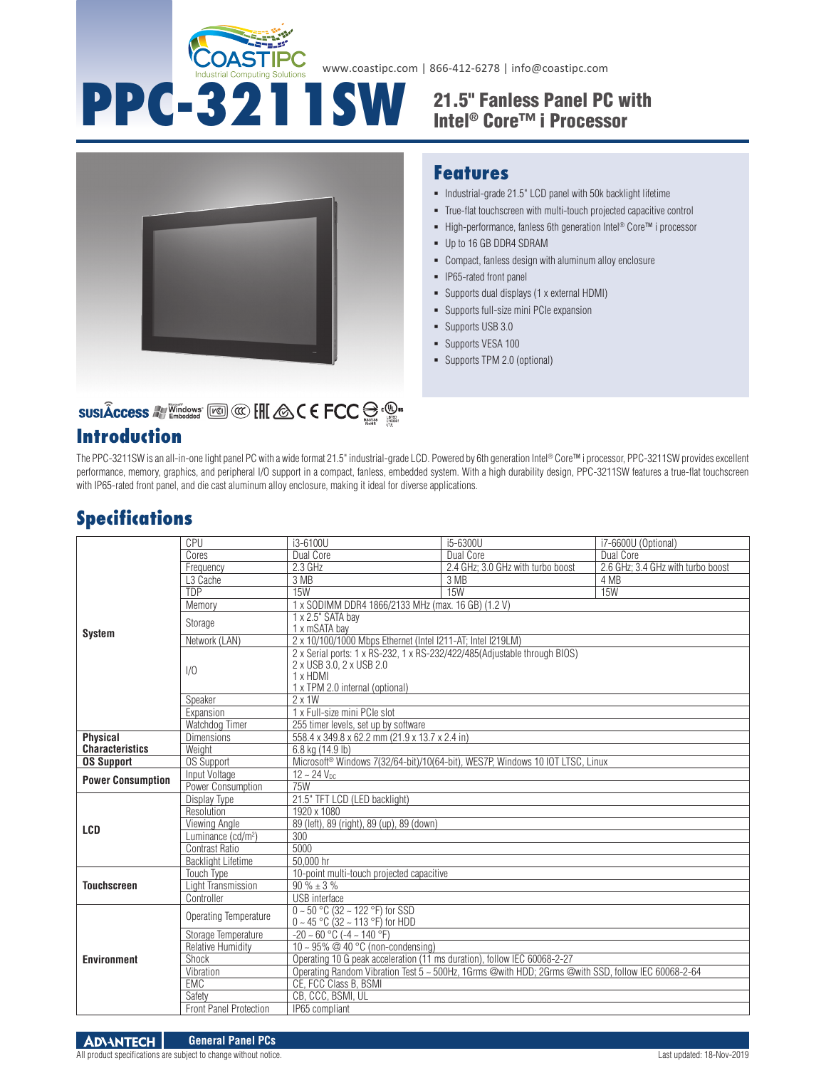www.coastipc.com | 866-412-6278 | info@coastipc.com

# PPC-3211SW

## 21.5" Fanless Panel PC with Intel® Core™ i Processor

## Features

- Industrial-grade 21.5" LCD panel with 50k backlight lifetime
- True-flat touchscreen with multi-touch projected capacitive control
- High-performance, fanless 6th generation Intel® Core™ i processor
- Up to 16 GB DDR4 SDRAM
- Compact, fanless design with aluminum alloy enclosure
- IP65-rated front panel
- Supports dual displays (1 x external HDMI)
- Supports full-size mini PCIe expansion
- Supports USB 3.0
- Supports VESA 100
- Supports TPM 2.0 (optional)

## Introduction

The PPC-3211SW is an all-in-one light panel PC with a wide format 21.5" industrial-grade LCD. Powered by 6th generation Intel® Core™ i processor, PPC-3211SW provides excellent performance, memory, graphics, and peripheral I/O support in a compact, fanless, embedded system. With a high durability design, PPC-3211SW features a true-flat touchscreen with IP65-rated front panel, and die cast aluminum alloy enclosure, making it ideal for diverse applications.

## Specifications

| | | | | |
|---|---|---|---|---|
| **System** | CPU | i3-6100U | i5-6300U | i7-6600U (Optional) |
| | Cores | Dual Core | Dual Core | Dual Core |
| | Frequency | 2.3 GHz | 2.4 GHz; 3.0 GHz with turbo boost | 2.6 GHz; 3.4 GHz with turbo boost |
| | L3 Cache | 3 MB | 3 MB | 4 MB |
| | TDP | 15W | 15W | 15W |
| | Memory | 1 x SODIMM DDR4 1866/2133 MHz (max. 16 GB) (1.2 V) | | |
| | Storage | 1 x 2.5" SATA bay<br>1 x mSATA bay | | |
| | Network (LAN) | 2 x 10/100/1000 Mbps Ethernet (Intel I211-AT; Intel I219LM) | | |
| | I/O | 2 x Serial ports: 1 x RS-232, 1 x RS-232/422/485(Adjustable through BIOS)<br>2 x USB 3.0, 2 x USB 2.0<br>1 x HDMI<br>1 x TPM 2.0 internal (optional) | | |
| | Speaker | 2 x 1W | | |
| | Expansion | 1 x Full-size mini PCIe slot | | |
| | Watchdog Timer | 255 timer levels, set up by software | | |
| **Physical Characteristics** | Dimensions | 558.4 x 349.8 x 62.2 mm (21.9 x 13.7 x 2.4 in) | | |
| | Weight | 6.8 kg (14.9 lb) | | |
| **OS Support** | OS Support | Microsoft® Windows 7(32/64-bit)/10(64-bit), WES7P, Windows 10 IOT LTSC, Linux | | |
| **Power Consumption** | Input Voltage | 12 ~ 24 $V_{DC}$ | | |
| | Power Consumption | 75W | | |
| **LCD** | Display Type | 21.5" TFT LCD (LED backlight) | | |
| | Resolution | 1920 x 1080 | | |
| | Viewing Angle | 89 (left), 89 (right), 89 (up), 89 (down) | | |
| | Luminance (cd/m$^2$) | 300 | | |
| | Contrast Ratio | 5000 | | |
| | Backlight Lifetime | 50,000 hr | | |
| **Touchscreen** | Touch Type | 10-point multi-touch projected capacitive | | |
| | Light Transmission | 90 % ± 3 % | | |
| | Controller | USB interface | | |
| **Environment** | Operating Temperature | 0 ~ 50 °C (32 ~ 122 °F) for SSD<br>0 ~ 45 °C (32 ~ 113 °F) for HDD | | |
| | Storage Temperature | -20 ~ 60 °C (-4 ~ 140 °F) | | |
| | Relative Humidity | 10 ~ 95% @ 40 °C (non-condensing) | | |
| | Shock | Operating 10 G peak acceleration (11 ms duration), follow IEC 60068-2-27 | | |
| | Vibration | Operating Random Vibration Test 5 ~ 500Hz, 1Grms @with HDD; 2Grms @with SSD, follow IEC 60068-2-64 | | |
| | EMC | CE, FCC Class B, BSMI | | |
| | Safety | CB, CCC, BSMI, UL | | |
| | Front Panel Protection | IP65 compliant | | |

All product specifications are subject to change without notice.

Last updated: 18-Nov-2019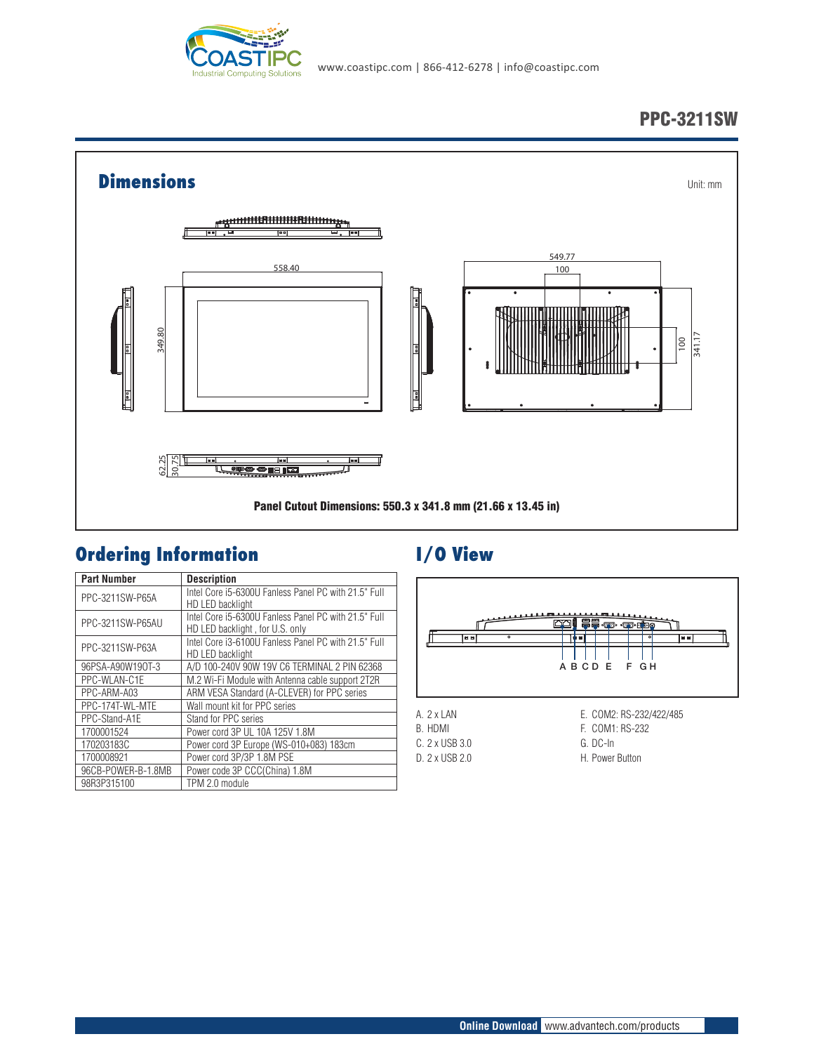# PPC-3211SW

## Dimensions

Unit: mm

558.40

349.80

549.77

100

100

341.17

62.25

30.75

**Panel Cutout Dimensions: 550.3 x 341.8 mm (21.66 x 13.45 in)**

## Ordering Information

| Part Number | Description |
|---|---|
| PPC-3211SW-P65A | Intel Core i5-6300U Fanless Panel PC with 21.5" Full HD LED backlight |
| PPC-3211SW-P65AU | Intel Core i5-6300U Fanless Panel PC with 21.5" Full HD LED backlight , for U.S. only |
| PPC-3211SW-P63A | Intel Core i3-6100U Fanless Panel PC with 21.5" Full HD LED backlight |
| 96PSA-A90W19OT-3 | A/D 100-240V 90W 19V C6 TERMINAL 2 PIN 62368 |
| PPC-WLAN-C1E | M.2 Wi-Fi Module with Antenna cable support 2T2R |
| PPC-ARM-A03 | ARM VESA Standard (A-CLEVER) for PPC series |
| PPC-174T-WL-MTE | Wall mount kit for PPC series |
| PPC-Stand-A1E | Stand for PPC series |
| 1700001524 | Power cord 3P UL 10A 125V 1.8M |
| 170203183C | Power cord 3P Europe (WS-010+083) 183cm |
| 1700008921 | Power cord 3P/3P 1.8M PSE |
| 96CB-POWER-B-1.8MB | Power code 3P CCC(China) 1.8M |
| 98R3P315100 | TPM 2.0 module |

## I/O View

A B C D E F G H

A. 2 x LAN
B. HDMI
C. 2 x USB 3.0
D. 2 x USB 2.0
E. COM2: RS-232/422/485
F. COM1: RS-232
G. DC-In
H. Power Button